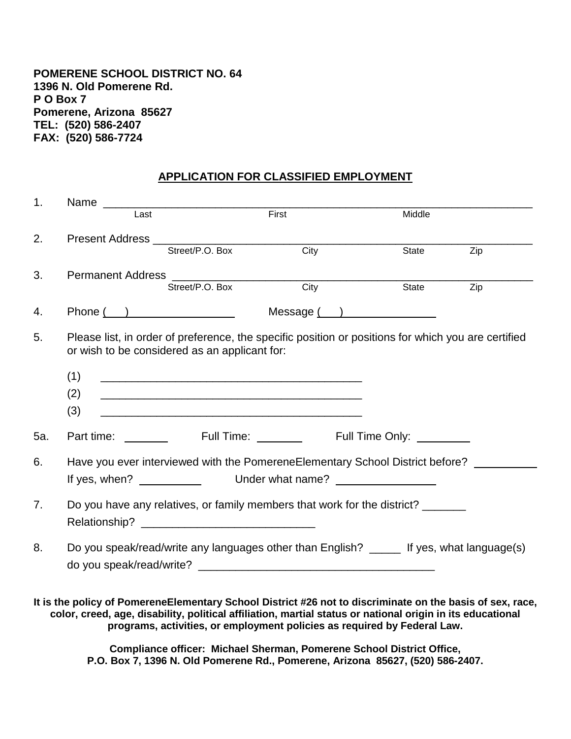**POMERENE SCHOOL DISTRICT NO. 64**
**1396 N. Old Pomerene Rd.**
**P O Box 7**
**Pomerene, Arizona 85627**
**TEL: (520) 586-2407**
**FAX: (520) 586-7724**

## APPLICATION FOR CLASSIFIED EMPLOYMENT

1. Name ____________________________________________________________________
   Last First Middle

2. Present Address ______________________________________________________________
   Street/P.O. Box City State Zip

3. Permanent Address ____________________________________________________________
   Street/P.O. Box City State Zip

4. Phone (   ) ________________ Message (   ) ______________

5. Please list, in order of preference, the specific position or positions for which you are certified or wish to be considered as an applicant for:

   (1) ________________________________________
   (2) ________________________________________
   (3) ________________________________________

5a. Part time: _______ Full Time: _______ Full Time Only: ________

6. Have you ever interviewed with the PomereneElementary School District before? _________
   If yes, when? _________ Under what name? _______________

7. Do you have any relatives, or family members that work for the district? _______
   Relationship? ___________________________

8. Do you speak/read/write any languages other than English? _____ If yes, what language(s) do you speak/read/write? ____________________________________

**It is the policy of PomereneElementary School District #26 not to discriminate on the basis of sex, race, color, creed, age, disability, political affiliation, martial status or national origin in its educational programs, activities, or employment policies as required by Federal Law.**

**Compliance officer: Michael Sherman, Pomerene School District Office, P.O. Box 7, 1396 N. Old Pomerene Rd., Pomerene, Arizona 85627, (520) 586-2407.**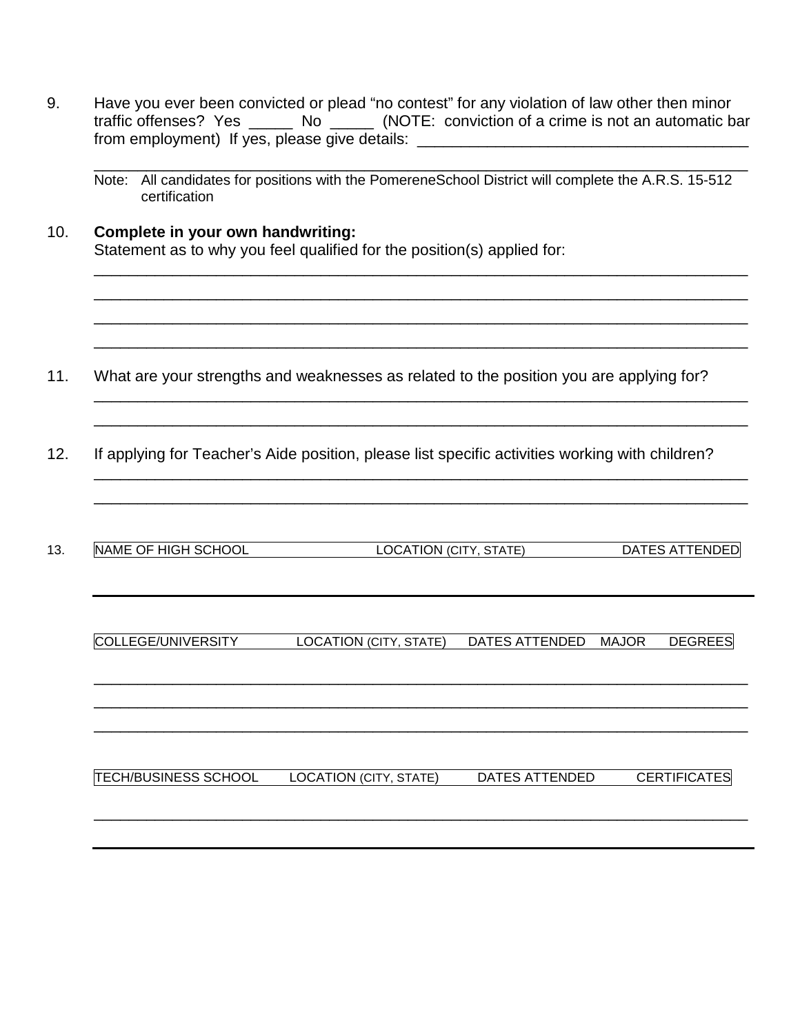9. Have you ever been convicted or plead "no contest" for any violation of law other then minor traffic offenses? Yes _____ No _____ (NOTE: conviction of a crime is not an automatic bar from employment) If yes, please give details: ______________________________________

______________________________________________________________________________

Note: All candidates for positions with the PomereneSchool District will complete the A.R.S. 15-512 certification

10. **Complete in your own handwriting:**
Statement as to why you feel qualified for the position(s) applied for:

______________________________________________________________________________

______________________________________________________________________________

______________________________________________________________________________

______________________________________________________________________________

11. What are your strengths and weaknesses as related to the position you are applying for?

______________________________________________________________________________

______________________________________________________________________________

12. If applying for Teacher's Aide position, please list specific activities working with children?

______________________________________________________________________________

______________________________________________________________________________

13.

| NAME OF HIGH SCHOOL | LOCATION (CITY, STATE) | DATES ATTENDED |
|---|---|---|
| | | |

| COLLEGE/UNIVERSITY | LOCATION (CITY, STATE) | DATES ATTENDED | MAJOR | DEGREES |
|---|---|---|---|---|
| | | | | |
| | | | | |
| | | | | |

| TECH/BUSINESS SCHOOL | LOCATION (CITY, STATE) | DATES ATTENDED | CERTIFICATES |
|---|---|---|---|
| | | | |
| | | | |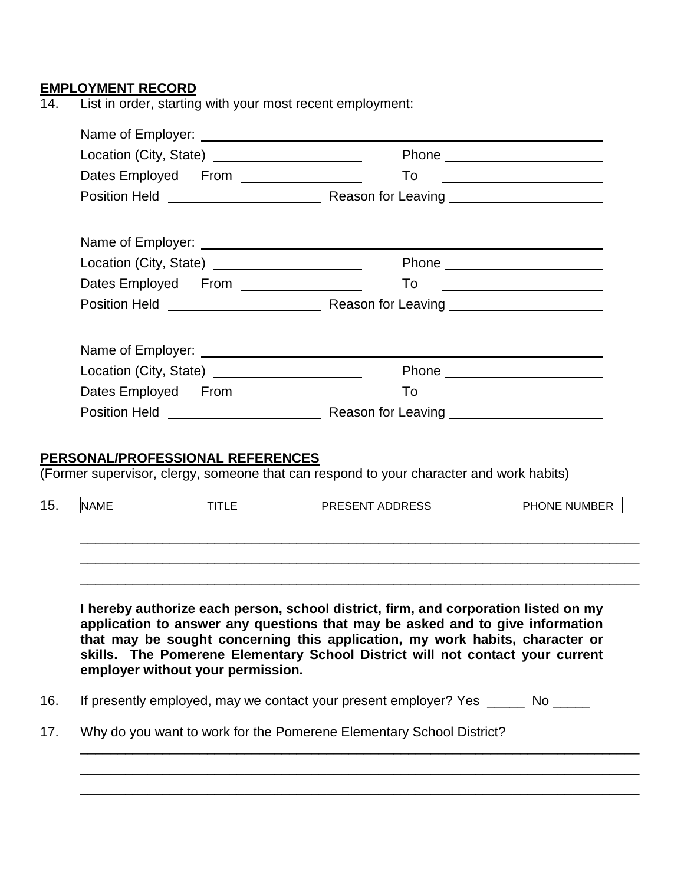**EMPLOYMENT RECORD**

14. List in order, starting with your most recent employment:

Name of Employer: ______________________________________________

Location (City, State) ____________________ Phone ____________________

Dates Employed From ________________ To ____________________

Position Held ____________________ Reason for Leaving ____________________

Name of Employer: ______________________________________________

Location (City, State) ____________________ Phone ____________________

Dates Employed From ________________ To ____________________

Position Held ____________________ Reason for Leaving ____________________

Name of Employer: ______________________________________________

Location (City, State) ____________________ Phone ____________________

Dates Employed From ________________ To ____________________

Position Held ____________________ Reason for Leaving ____________________

**PERSONAL/PROFESSIONAL REFERENCES**

(Former supervisor, clergy, someone that can respond to your character and work habits)

15.

| NAME | TITLE | PRESENT ADDRESS | PHONE NUMBER |
|---|---|---|---|
| | | | |
| | | | |
| | | | |

**I hereby authorize each person, school district, firm, and corporation listed on my application to answer any questions that may be asked and to give information that may be sought concerning this application, my work habits, character or skills. The Pomerene Elementary School District will not contact your current employer without your permission.**

16. If presently employed, may we contact your present employer? Yes _____ No _____

17. Why do you want to work for the Pomerene Elementary School District?

_______________________________________________________________________________

_______________________________________________________________________________

_______________________________________________________________________________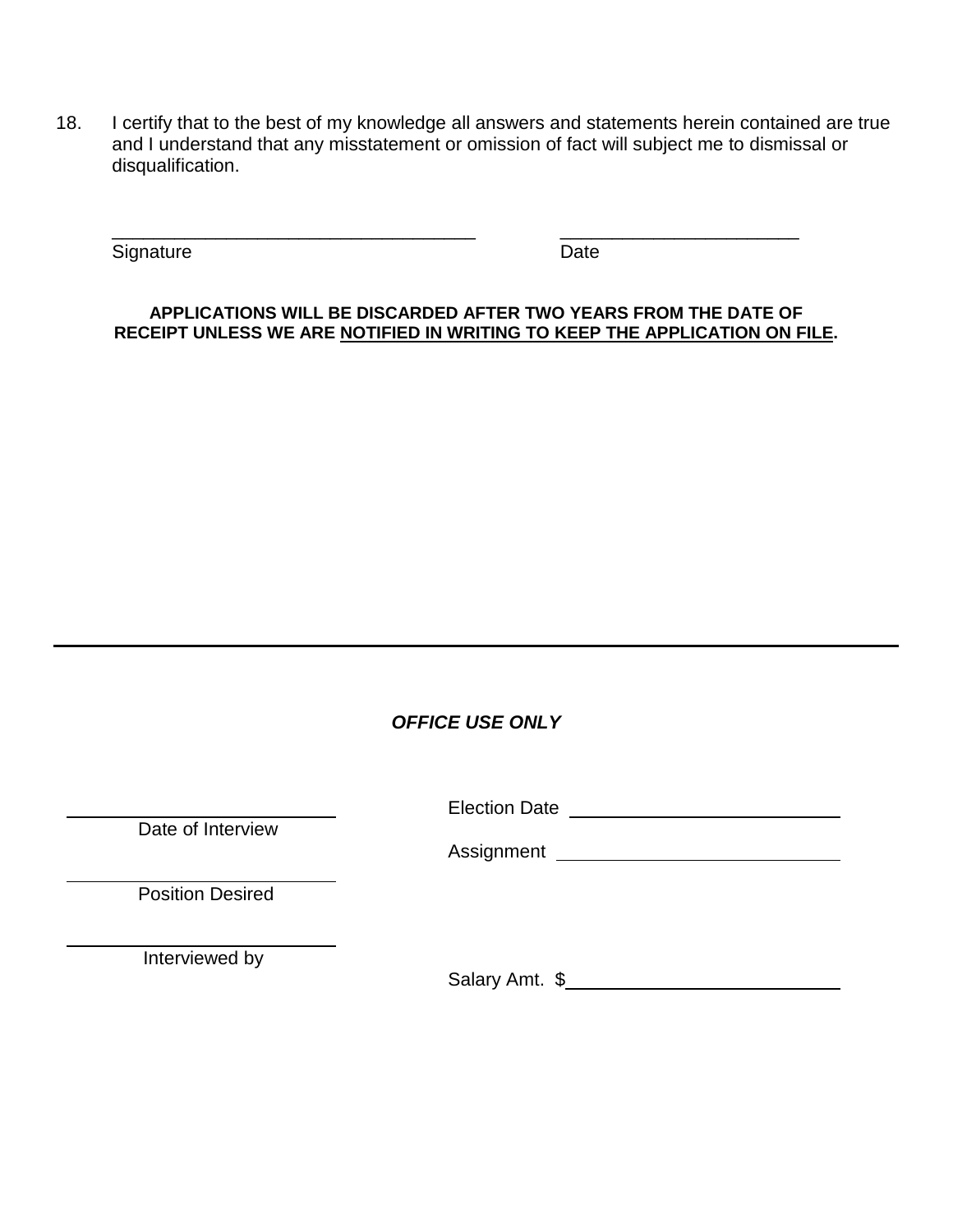18. I certify that to the best of my knowledge all answers and statements herein contained are true and I understand that any misstatement or omission of fact will subject me to dismissal or disqualification.

\_\_\_\_\_\_\_\_\_\_\_\_\_\_\_\_\_\_\_\_\_\_\_\_\_\_\_\_\_\_\_\_\_\_\_\_ Signature

\_\_\_\_\_\_\_\_\_\_\_\_\_\_\_\_\_\_\_\_\_\_\_\_ Date

**APPLICATIONS WILL BE DISCARDED AFTER TWO YEARS FROM THE DATE OF RECEIPT UNLESS WE ARE NOTIFIED IN WRITING TO KEEP THE APPLICATION ON FILE.**

---

***OFFICE USE ONLY***

\_\_\_\_\_\_\_\_\_\_\_\_\_\_\_\_\_\_\_\_\_\_\_\_ Date of Interview

\_\_\_\_\_\_\_\_\_\_\_\_\_\_\_\_\_\_\_\_\_\_\_\_ Position Desired

\_\_\_\_\_\_\_\_\_\_\_\_\_\_\_\_\_\_\_\_\_\_\_\_ Interviewed by

Election Date \_\_\_\_\_\_\_\_\_\_\_\_\_\_\_\_\_\_\_\_\_\_\_\_

Assignment \_\_\_\_\_\_\_\_\_\_\_\_\_\_\_\_\_\_\_\_\_\_\_\_

Salary Amt. $\_\_\_\_\_\_\_\_\_\_\_\_\_\_\_\_\_\_\_\_\_\_\_\_